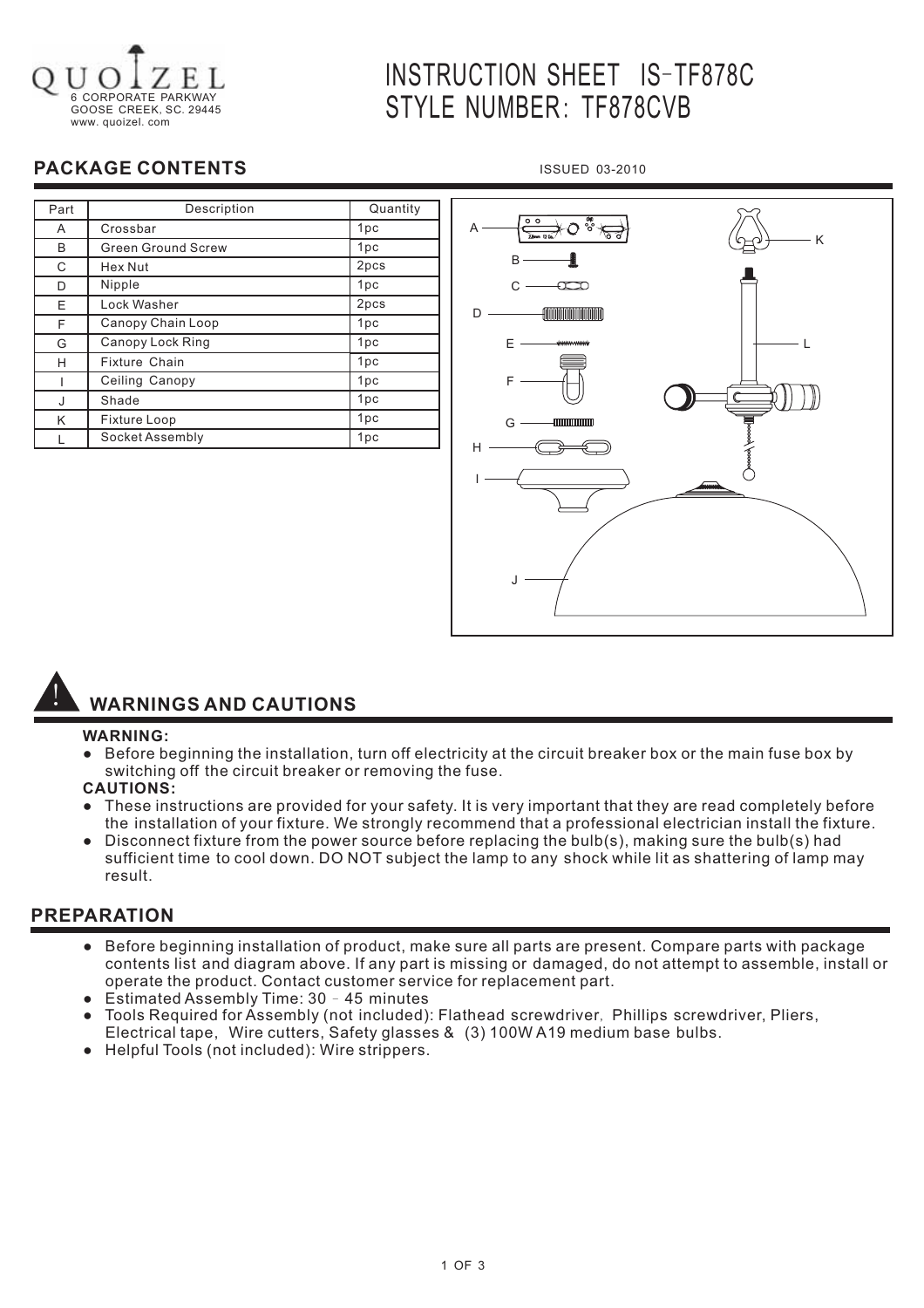QUOIZEL
6 CORPORATE PARKWAY
GOOSE CREEK, SC. 29445
www. quoizel. com

# INSTRUCTION SHEET IS-TF878C
# STYLE NUMBER: TF878CVB

## PACKAGE CONTENTS

ISSUED 03-2010

| Part | Description | Quantity |
|---|---|---|
| A | Crossbar | 1pc |
| B | Green Ground Screw | 1pc |
| C | Hex Nut | 2pcs |
| D | Nipple | 1pc |
| E | Lock Washer | 2pcs |
| F | Canopy Chain Loop | 1pc |
| G | Canopy Lock Ring | 1pc |
| H | Fixture Chain | 1pc |
| I | Ceiling Canopy | 1pc |
| J | Shade | 1pc |
| K | Fixture Loop | 1pc |
| L | Socket Assembly | 1pc |

## WARNINGS AND CAUTIONS

**WARNING:**

- Before beginning the installation, turn off electricity at the circuit breaker box or the main fuse box by switching off the circuit breaker or removing the fuse.

**CAUTIONS:**

- These instructions are provided for your safety. It is very important that they are read completely before the installation of your fixture. We strongly recommend that a professional electrician install the fixture.
- Disconnect fixture from the power source before replacing the bulb(s), making sure the bulb(s) had sufficient time to cool down. DO NOT subject the lamp to any shock while lit as shattering of lamp may result.

## PREPARATION

- Before beginning installation of product, make sure all parts are present. Compare parts with package contents list and diagram above. If any part is missing or damaged, do not attempt to assemble, install or operate the product. Contact customer service for replacement part.
- Estimated Assembly Time: 30 - 45 minutes
- Tools Required for Assembly (not included): Flathead screwdriver, Phillips screwdriver, Pliers, Electrical tape, Wire cutters, Safety glasses & (3) 100W A19 medium base bulbs.
- Helpful Tools (not included): Wire strippers.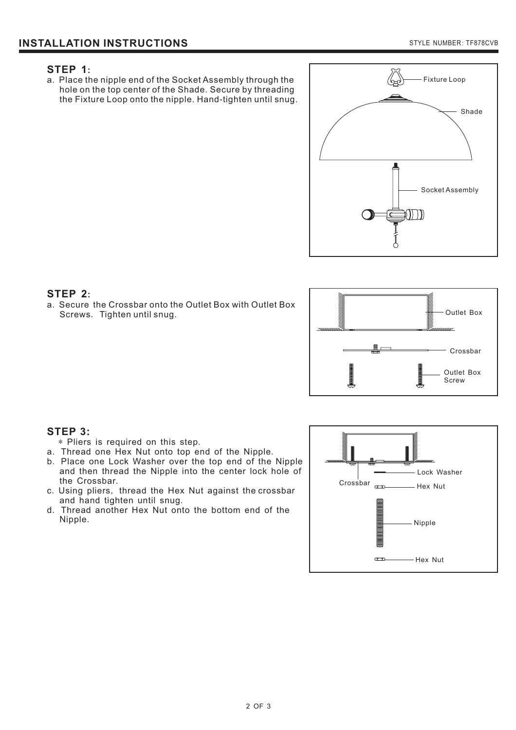# INSTALLATION INSTRUCTIONS

STYLE NUMBER: TF878CVB

## STEP 1:

a. Place the nipple end of the Socket Assembly through the hole on the top center of the Shade. Secure by threading the Fixture Loop onto the nipple. Hand-tighten until snug.

Fixture Loop
Shade
Socket Assembly

## STEP 2:

a. Secure the Crossbar onto the Outlet Box with Outlet Box Screws. Tighten until snug.

Outlet Box
Crossbar
Outlet Box Screw

## STEP 3:

* Pliers is required on this step.

a. Thread one Hex Nut onto top end of the Nipple.
b. Place one Lock Washer over the top end of the Nipple and then thread the Nipple into the center lock hole of the Crossbar.
c. Using pliers, thread the Hex Nut against the crossbar and hand tighten until snug.
d. Thread another Hex Nut onto the bottom end of the Nipple.

Lock Washer
Crossbar
Hex Nut
Nipple
Hex Nut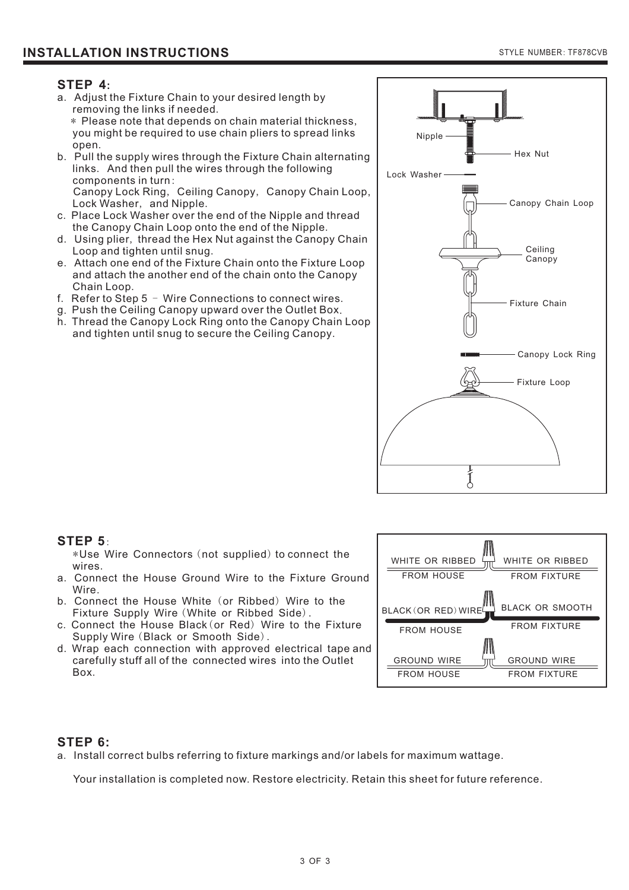## INSTALLATION INSTRUCTIONS

STYLE NUMBER: TF878CVB

### STEP 4:

a. Adjust the Fixture Chain to your desired length by removing the links if needed.
   * Please note that depends on chain material thickness, you might be required to use chain pliers to spread links open.
b. Pull the supply wires through the Fixture Chain alternating links. And then pull the wires through the following components in turn:
   Canopy Lock Ring, Ceiling Canopy, Canopy Chain Loop, Lock Washer, and Nipple.
c. Place Lock Washer over the end of the Nipple and thread the Canopy Chain Loop onto the end of the Nipple.
d. Using plier, thread the Hex Nut against the Canopy Chain Loop and tighten until snug.
e. Attach one end of the Fixture Chain onto the Fixture Loop and attach the another end of the chain onto the Canopy Chain Loop.
f. Refer to Step 5 – Wire Connections to connect wires.
g. Push the Ceiling Canopy upward over the Outlet Box.
h. Thread the Canopy Lock Ring onto the Canopy Chain Loop and tighten until snug to secure the Ceiling Canopy.

Nipple
Hex Nut
Lock Washer
Canopy Chain Loop
Ceiling Canopy
Fixture Chain
Canopy Lock Ring
Fixture Loop

### STEP 5:

*Use Wire Connectors (not supplied) to connect the wires.

a. Connect the House Ground Wire to the Fixture Ground Wire.
b. Connect the House White (or Ribbed) Wire to the Fixture Supply Wire (White or Ribbed Side).
c. Connect the House Black (or Red) Wire to the Fixture Supply Wire (Black or Smooth Side).
d. Wrap each connection with approved electrical tape and carefully stuff all of the connected wires into the Outlet Box.

WHITE OR RIBBED FROM HOUSE
WHITE OR RIBBED FROM FIXTURE
BLACK (OR RED) WIRE FROM HOUSE
BLACK OR SMOOTH FROM FIXTURE
GROUND WIRE FROM HOUSE
GROUND WIRE FROM FIXTURE

### STEP 6:

a. Install correct bulbs referring to fixture markings and/or labels for maximum wattage.

Your installation is completed now. Restore electricity. Retain this sheet for future reference.